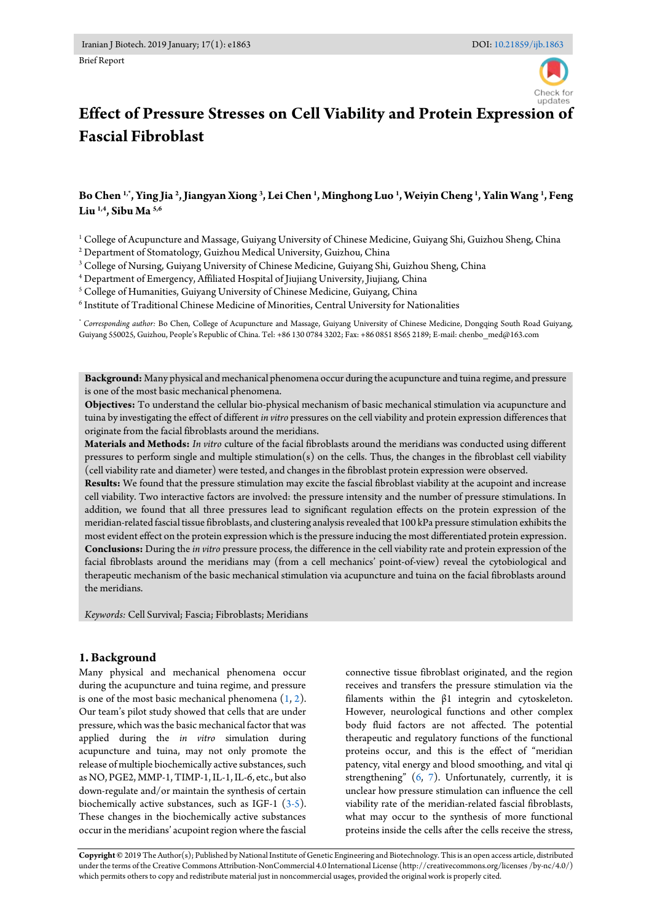Brief Report

# Effect of Pressure Stresses on Cell Viability and Protein Expression of Fascial Fibroblast

**Bo Chen [1,*], Ying Jia [2], Jiangyan Xiong [3], Lei Chen [1], Minghong Luo [1], Weiyin Cheng [1], Yalin Wang [1], Feng Liu [1,4], Sibu Ma [5,6]**

[1] College of Acupuncture and Massage, Guiyang University of Chinese Medicine, Guiyang Shi, Guizhou Sheng, China
[2] Department of Stomatology, Guizhou Medical University, Guizhou, China
[3] College of Nursing, Guiyang University of Chinese Medicine, Guiyang Shi, Guizhou Sheng, China
[4] Department of Emergency, Affiliated Hospital of Jiujiang University, Jiujiang, China
[5] College of Humanities, Guiyang University of Chinese Medicine, Guiyang, China
[6] Institute of Traditional Chinese Medicine of Minorities, Central University for Nationalities

[*] *Corresponding author:* Bo Chen, College of Acupuncture and Massage, Guiyang University of Chinese Medicine, Dongqing South Road Guiyang, Guiyang 550025, Guizhou, People's Republic of China. Tel: +86 130 0784 3202; Fax: +86 0851 8565 2189; E-mail: chenbo_med@163.com

**Background:** Many physical and mechanical phenomena occur during the acupuncture and tuina regime, and pressure is one of the most basic mechanical phenomena.
**Objectives:** To understand the cellular bio-physical mechanism of basic mechanical stimulation via acupuncture and tuina by investigating the effect of different *in vitro* pressures on the cell viability and protein expression differences that originate from the facial fibroblasts around the meridians.
**Materials and Methods:** *In vitro* culture of the facial fibroblasts around the meridians was conducted using different pressures to perform single and multiple stimulation(s) on the cells. Thus, the changes in the fibroblast cell viability (cell viability rate and diameter) were tested, and changes in the fibroblast protein expression were observed.
**Results:** We found that the pressure stimulation may excite the fascial fibroblast viability at the acupoint and increase cell viability. Two interactive factors are involved: the pressure intensity and the number of pressure stimulations. In addition, we found that all three pressures lead to significant regulation effects on the protein expression of the meridian-related fascial tissue fibroblasts, and clustering analysis revealed that 100 kPa pressure stimulation exhibits the most evident effect on the protein expression which is the pressure inducing the most differentiated protein expression.
**Conclusions:** During the *in vitro* pressure process, the difference in the cell viability rate and protein expression of the facial fibroblasts around the meridians may (from a cell mechanics' point-of-view) reveal the cytobiological and therapeutic mechanism of the basic mechanical stimulation via acupuncture and tuina on the facial fibroblasts around the meridians.

*Keywords:* Cell Survival; Fascia; Fibroblasts; Meridians

## 1. Background

Many physical and mechanical phenomena occur during the acupuncture and tuina regime, and pressure is one of the most basic mechanical phenomena (1, 2). Our team's pilot study showed that cells that are under pressure, which was the basic mechanical factor that was applied during the *in vitro* simulation during acupuncture and tuina, may not only promote the release of multiple biochemically active substances, such as NO, PGE2, MMP-1, TIMP-1, IL-1, IL-6, etc., but also down-regulate and/or maintain the synthesis of certain biochemically active substances, such as IGF-1 (3-5). These changes in the biochemically active substances occur in the meridians' acupoint region where the fascial connective tissue fibroblast originated, and the region receives and transfers the pressure stimulation via the filaments within the β1 integrin and cytoskeleton. However, neurological functions and other complex body fluid factors are not affected. The potential therapeutic and regulatory functions of the functional proteins occur, and this is the effect of "meridian patency, vital energy and blood smoothing, and vital qi strengthening" (6, 7). Unfortunately, currently, it is unclear how pressure stimulation can influence the cell viability rate of the meridian-related fascial fibroblasts, what may occur to the synthesis of more functional proteins inside the cells after the cells receive the stress,

**Copyright** © 2019 The Author(s); Published by National Institute of Genetic Engineering and Biotechnology. This is an open access article, distributed under the terms of the Creative Commons Attribution-NonCommercial 4.0 International License (http://creativecommons.org/licenses /by-nc/4.0/) which permits others to copy and redistribute material just in noncommercial usages, provided the original work is properly cited.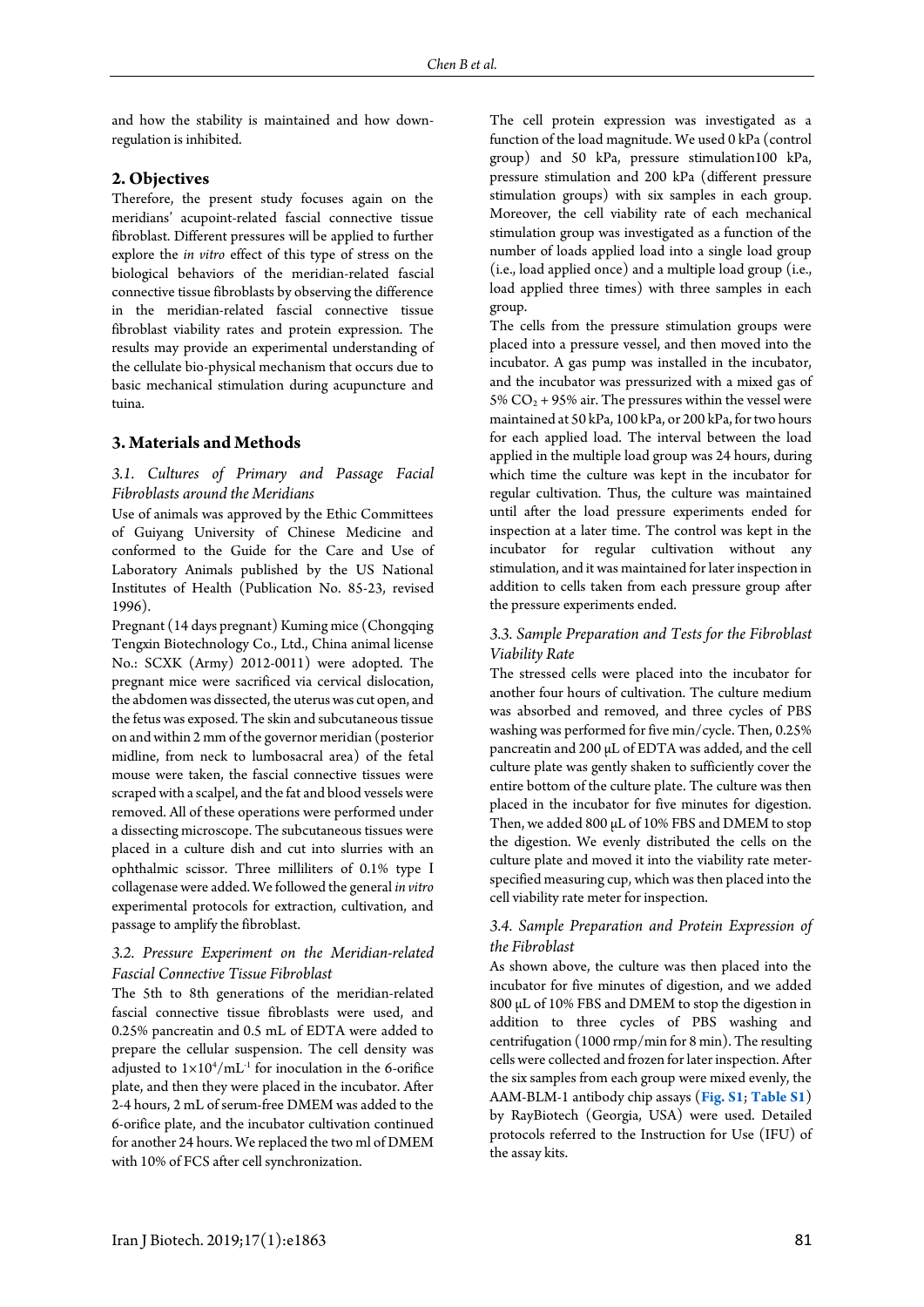and how the stability is maintained and how down-regulation is inhibited.

## 2. Objectives

Therefore, the present study focuses again on the meridians' acupoint-related fascial connective tissue fibroblast. Different pressures will be applied to further explore the *in vitro* effect of this type of stress on the biological behaviors of the meridian-related fascial connective tissue fibroblasts by observing the difference in the meridian-related fascial connective tissue fibroblast viability rates and protein expression. The results may provide an experimental understanding of the cellulate bio-physical mechanism that occurs due to basic mechanical stimulation during acupuncture and tuina.

## 3. Materials and Methods

### *3.1. Cultures of Primary and Passage Facial Fibroblasts around the Meridians*

Use of animals was approved by the Ethic Committees of Guiyang University of Chinese Medicine and conformed to the Guide for the Care and Use of Laboratory Animals published by the US National Institutes of Health (Publication No. 85-23, revised 1996).

Pregnant (14 days pregnant) Kuming mice (Chongqing Tengxin Biotechnology Co., Ltd., China animal license No.: SCXK (Army) 2012-0011) were adopted. The pregnant mice were sacrificed via cervical dislocation, the abdomen was dissected, the uterus was cut open, and the fetus was exposed. The skin and subcutaneous tissue on and within 2 mm of the governor meridian (posterior midline, from neck to lumbosacral area) of the fetal mouse were taken, the fascial connective tissues were scraped with a scalpel, and the fat and blood vessels were removed. All of these operations were performed under a dissecting microscope. The subcutaneous tissues were placed in a culture dish and cut into slurries with an ophthalmic scissor. Three milliliters of 0.1% type I collagenase were added. We followed the general *in vitro* experimental protocols for extraction, cultivation, and passage to amplify the fibroblast.

### *3.2. Pressure Experiment on the Meridian-related Fascial Connective Tissue Fibroblast*

The 5th to 8th generations of the meridian-related fascial connective tissue fibroblasts were used, and 0.25% pancreatin and 0.5 mL of EDTA were added to prepare the cellular suspension. The cell density was adjusted to $1{\times}10^4/\text{mL}^{-1}$ for inoculation in the 6-orifice plate, and then they were placed in the incubator. After 2-4 hours, 2 mL of serum-free DMEM was added to the 6-orifice plate, and the incubator cultivation continued for another 24 hours. We replaced the two ml of DMEM with 10% of FCS after cell synchronization.

The cell protein expression was investigated as a function of the load magnitude. We used 0 kPa (control group) and 50 kPa, pressure stimulation100 kPa, pressure stimulation and 200 kPa (different pressure stimulation groups) with six samples in each group. Moreover, the cell viability rate of each mechanical stimulation group was investigated as a function of the number of loads applied load into a single load group (i.e., load applied once) and a multiple load group (i.e., load applied three times) with three samples in each group.

The cells from the pressure stimulation groups were placed into a pressure vessel, and then moved into the incubator. A gas pump was installed in the incubator, and the incubator was pressurized with a mixed gas of 5% $CO_2$ + 95% air. The pressures within the vessel were maintained at 50 kPa, 100 kPa, or 200 kPa, for two hours for each applied load. The interval between the load applied in the multiple load group was 24 hours, during which time the culture was kept in the incubator for regular cultivation. Thus, the culture was maintained until after the load pressure experiments ended for inspection at a later time. The control was kept in the incubator for regular cultivation without any stimulation, and it was maintained for later inspection in addition to cells taken from each pressure group after the pressure experiments ended.

### *3.3. Sample Preparation and Tests for the Fibroblast Viability Rate*

The stressed cells were placed into the incubator for another four hours of cultivation. The culture medium was absorbed and removed, and three cycles of PBS washing was performed for five min/cycle. Then, 0.25% pancreatin and 200 μL of EDTA was added, and the cell culture plate was gently shaken to sufficiently cover the entire bottom of the culture plate. The culture was then placed in the incubator for five minutes for digestion. Then, we added 800 μL of 10% FBS and DMEM to stop the digestion. We evenly distributed the cells on the culture plate and moved it into the viability rate meter-specified measuring cup, which was then placed into the cell viability rate meter for inspection.

### *3.4. Sample Preparation and Protein Expression of the Fibroblast*

As shown above, the culture was then placed into the incubator for five minutes of digestion, and we added 800 μL of 10% FBS and DMEM to stop the digestion in addition to three cycles of PBS washing and centrifugation (1000 rmp/min for 8 min). The resulting cells were collected and frozen for later inspection. After the six samples from each group were mixed evenly, the AAM-BLM-1 antibody chip assays (**Fig. S1**; **Table S1**) by RayBiotech (Georgia, USA) were used. Detailed protocols referred to the Instruction for Use (IFU) of the assay kits.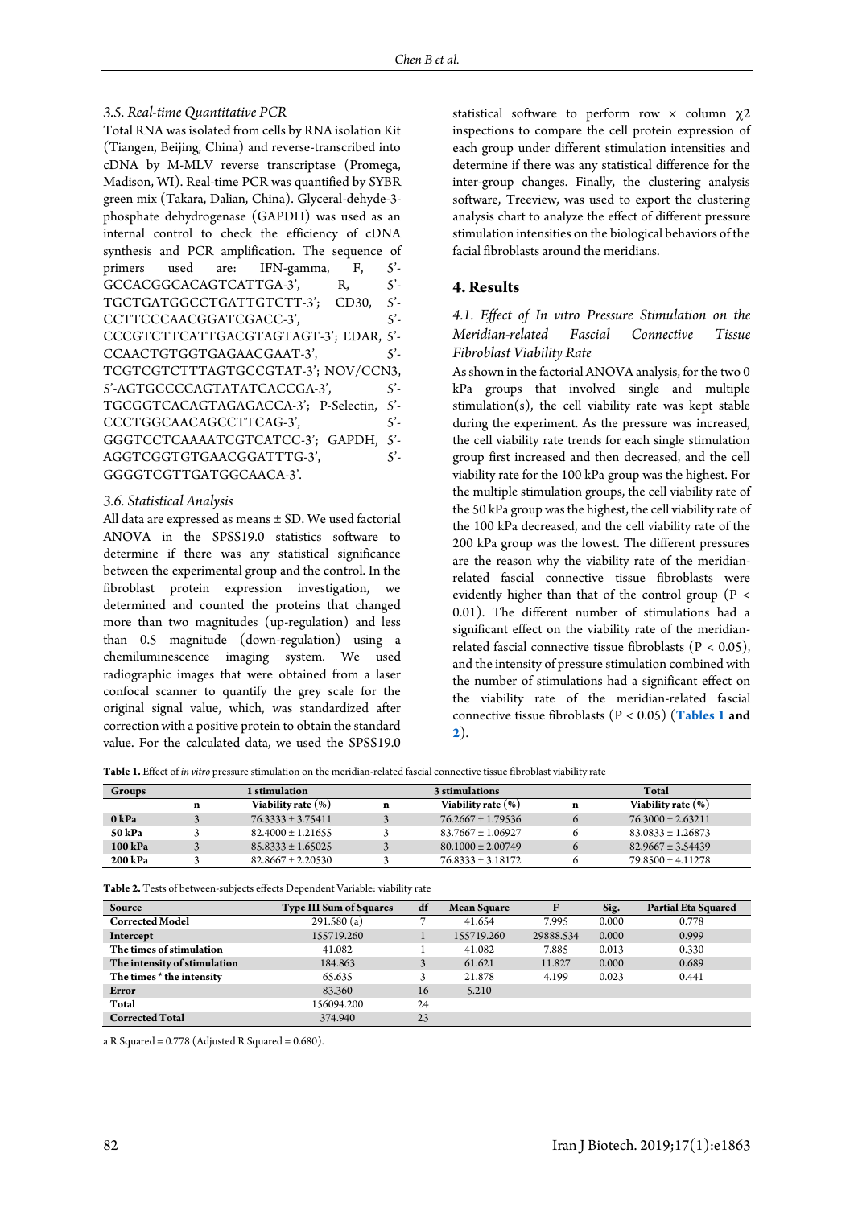### 3.5. Real-time Quantitative PCR

Total RNA was isolated from cells by RNA isolation Kit (Tiangen, Beijing, China) and reverse-transcribed into cDNA by M-MLV reverse transcriptase (Promega, Madison, WI). Real-time PCR was quantified by SYBR green mix (Takara, Dalian, China). Glyceral-dehyde-3-phosphate dehydrogenase (GAPDH) was used as an internal control to check the efficiency of cDNA synthesis and PCR amplification. The sequence of primers used are: IFN-gamma, F, 5'-GCCACGGCACAGTCATTGA-3', R, 5'-TGCTGATGGCCTGATTGTCTT-3'; CD30, 5'-CCTTCCCAACGGATCGACC-3', 5'-CCCGTCTTCATTGACGTAGTAGT-3'; EDAR, 5'-CCAACTGTGGTGAGAACGAAT-3', 5'-TCGTCGTCTTTAGTGCCGTAT-3'; NOV/CCN3, 5'-AGTGCCCCAGTATATCACCGA-3', 5'-TGCGGTCACAGTAGAGACCA-3'; P-Selectin, 5'-CCCTGGCAACAGCCTTCAG-3', 5'-GGGTCCTCAAAATCGTCATCC-3'; GAPDH, 5'-AGGTCGGTGTGAACGGATTTG-3', 5'-GGGGTCGTTGATGGCAACA-3'.

### 3.6. Statistical Analysis

All data are expressed as means ± SD. We used factorial ANOVA in the SPSS19.0 statistics software to determine if there was any statistical significance between the experimental group and the control. In the fibroblast protein expression investigation, we determined and counted the proteins that changed more than two magnitudes (up-regulation) and less than 0.5 magnitude (down-regulation) using a chemiluminescence imaging system. We used radiographic images that were obtained from a laser confocal scanner to quantify the grey scale for the original signal value, which, was standardized after correction with a positive protein to obtain the standard value. For the calculated data, we used the SPSS19.0 statistical software to perform row × column $\chi 2$ inspections to compare the cell protein expression of each group under different stimulation intensities and determine if there was any statistical difference for the inter-group changes. Finally, the clustering analysis software, Treeview, was used to export the clustering analysis chart to analyze the effect of different pressure stimulation intensities on the biological behaviors of the facial fibroblasts around the meridians.

## 4. Results

### 4.1. Effect of In vitro Pressure Stimulation on the Meridian-related Fascial Connective Tissue Fibroblast Viability Rate

As shown in the factorial ANOVA analysis, for the two 0 kPa groups that involved single and multiple stimulation(s), the cell viability rate was kept stable during the experiment. As the pressure was increased, the cell viability rate trends for each single stimulation group first increased and then decreased, and the cell viability rate for the 100 kPa group was the highest. For the multiple stimulation groups, the cell viability rate of the 50 kPa group was the highest, the cell viability rate of the 100 kPa decreased, and the cell viability rate of the 200 kPa group was the lowest. The different pressures are the reason why the viability rate of the meridian-related fascial connective tissue fibroblasts were evidently higher than that of the control group ($P < 0.01$). The different number of stimulations had a significant effect on the viability rate of the meridian-related fascial connective tissue fibroblasts ($P < 0.05$), and the intensity of pressure stimulation combined with the number of stimulations had a significant effect on the viability rate of the meridian-related fascial connective tissue fibroblasts ($P < 0.05$) (**Tables 1 and 2**).

**Table 1.** Effect of *in vitro* pressure stimulation on the meridian-related fascial connective tissue fibroblast viability rate

| Groups | 1 stimulation | | 3 stimulations | | Total | |
|---|---|---|---|---|---|---|
| | n | Viability rate (%) | n | Viability rate (%) | n | Viability rate (%) |
| **0 kPa** | 3 | 76.3333 ± 3.75411 | 3 | 76.2667 ± 1.79536 | 6 | 76.3000 ± 2.63211 |
| **50 kPa** | 3 | 82.4000 ± 1.21655 | 3 | 83.7667 ± 1.06927 | 6 | 83.0833 ± 1.26873 |
| **100 kPa** | 3 | 85.8333 ± 1.65025 | 3 | 80.1000 ± 2.00749 | 6 | 82.9667 ± 3.54439 |
| **200 kPa** | 3 | 82.8667 ± 2.20530 | 3 | 76.8333 ± 3.18172 | 6 | 79.8500 ± 4.11278 |

**Table 2.** Tests of between-subjects effects Dependent Variable: viability rate

| Source | Type III Sum of Squares | df | Mean Square | F | Sig. | Partial Eta Squared |
|---|---|---|---|---|---|---|
| **Corrected Model** | 291.580 (a) | 7 | 41.654 | 7.995 | 0.000 | 0.778 |
| **Intercept** | 155719.260 | 1 | 155719.260 | 29888.534 | 0.000 | 0.999 |
| **The times of stimulation** | 41.082 | 1 | 41.082 | 7.885 | 0.013 | 0.330 |
| **The intensity of stimulation** | 184.863 | 3 | 61.621 | 11.827 | 0.000 | 0.689 |
| **The times * the intensity** | 65.635 | 3 | 21.878 | 4.199 | 0.023 | 0.441 |
| **Error** | 83.360 | 16 | 5.210 | | | |
| **Total** | 156094.200 | 24 | | | | |
| **Corrected Total** | 374.940 | 23 | | | | |

a R Squared = 0.778 (Adjusted R Squared = 0.680).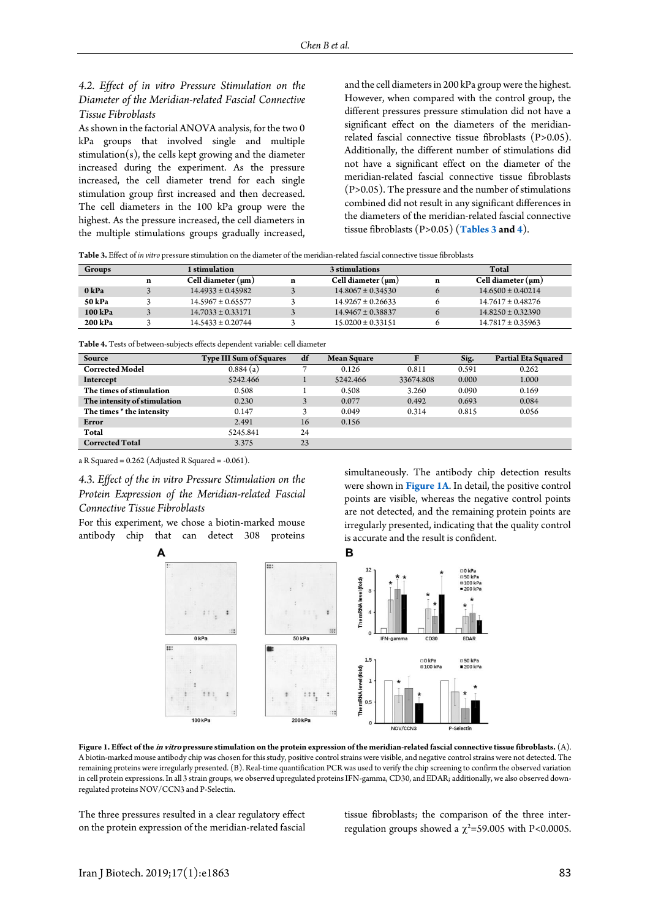### 4.2. Effect of in vitro Pressure Stimulation on the Diameter of the Meridian-related Fascial Connective Tissue Fibroblasts

As shown in the factorial ANOVA analysis, for the two 0 kPa groups that involved single and multiple stimulation(s), the cells kept growing and the diameter increased during the experiment. As the pressure increased, the cell diameter trend for each single stimulation group first increased and then decreased. The cell diameters in the 100 kPa group were the highest. As the pressure increased, the cell diameters in the multiple stimulations groups gradually increased, and the cell diameters in 200 kPa group were the highest. However, when compared with the control group, the different pressures pressure stimulation did not have a significant effect on the diameters of the meridian-related fascial connective tissue fibroblasts (P>0.05). Additionally, the different number of stimulations did not have a significant effect on the diameter of the meridian-related fascial connective tissue fibroblasts (P>0.05). The pressure and the number of stimulations combined did not result in any significant differences in the diameters of the meridian-related fascial connective tissue fibroblasts (P>0.05) (**Tables 3** and **4**).

**Table 3.** Effect of *in vitro* pressure stimulation on the diameter of the meridian-related fascial connective tissue fibroblasts

| Groups | 1 stimulation | | 3 stimulations | | Total | |
|---|---|---|---|---|---|---|
| | n | Cell diameter (μm) | n | Cell diameter (μm) | n | Cell diameter (μm) |
| **0 kPa** | 3 | 14.4933 ± 0.45982 | 3 | 14.8067 ± 0.34530 | 6 | 14.6500 ± 0.40214 |
| **50 kPa** | 3 | 14.5967 ± 0.65577 | 3 | 14.9267 ± 0.26633 | 6 | 14.7617 ± 0.48276 |
| **100 kPa** | 3 | 14.7033 ± 0.33171 | 3 | 14.9467 ± 0.38837 | 6 | 14.8250 ± 0.32390 |
| **200 kPa** | 3 | 14.5433 ± 0.20744 | 3 | 15.0200 ± 0.33151 | 6 | 14.7817 ± 0.35963 |

**Table 4.** Tests of between-subjects effects dependent variable: cell diameter

| Source | Type III Sum of Squares | df | Mean Square | F | Sig. | Partial Eta Squared |
|---|---|---|---|---|---|---|
| **Corrected Model** | 0.884 (a) | 7 | 0.126 | 0.811 | 0.591 | 0.262 |
| **Intercept** | 5242.466 | 1 | 5242.466 | 33674.808 | 0.000 | 1.000 |
| **The times of stimulation** | 0.508 | 1 | 0.508 | 3.260 | 0.090 | 0.169 |
| **The intensity of stimulation** | 0.230 | 3 | 0.077 | 0.492 | 0.693 | 0.084 |
| **The times * the intensity** | 0.147 | 3 | 0.049 | 0.314 | 0.815 | 0.056 |
| **Error** | 2.491 | 16 | 0.156 | | | |
| **Total** | 5245.841 | 24 | | | | |
| **Corrected Total** | 3.375 | 23 | | | | |

a R Squared = 0.262 (Adjusted R Squared = -0.061).

### 4.3. Effect of the in vitro Pressure Stimulation on the Protein Expression of the Meridian-related Fascial Connective Tissue Fibroblasts

For this experiment, we chose a biotin-marked mouse antibody chip that can detect 308 proteins simultaneously. The antibody chip detection results were shown in **Figure 1A**. In detail, the positive control points are visible, whereas the negative control points are not detected, and the remaining protein points are irregularly presented, indicating that the quality control is accurate and the result is confident.

**Figure 1. Effect of the *in vitro* pressure stimulation on the protein expression of the meridian-related fascial connective tissue fibroblasts.** (A). A biotin-marked mouse antibody chip was chosen for this study, positive control strains were visible, and negative control strains were not detected. The remaining proteins were irregularly presented. (B). Real-time quantification PCR was used to verify the chip screening to confirm the observed variation in cell protein expressions. In all 3 strain groups, we observed upregulated proteins IFN-gamma, CD30, and EDAR; additionally, we also observed down-regulated proteins NOV/CCN3 and P-Selectin.

The three pressures resulted in a clear regulatory effect on the protein expression of the meridian-related fascial tissue fibroblasts; the comparison of the three inter-regulation groups showed a $\chi^2$=59.005 with P<0.0005.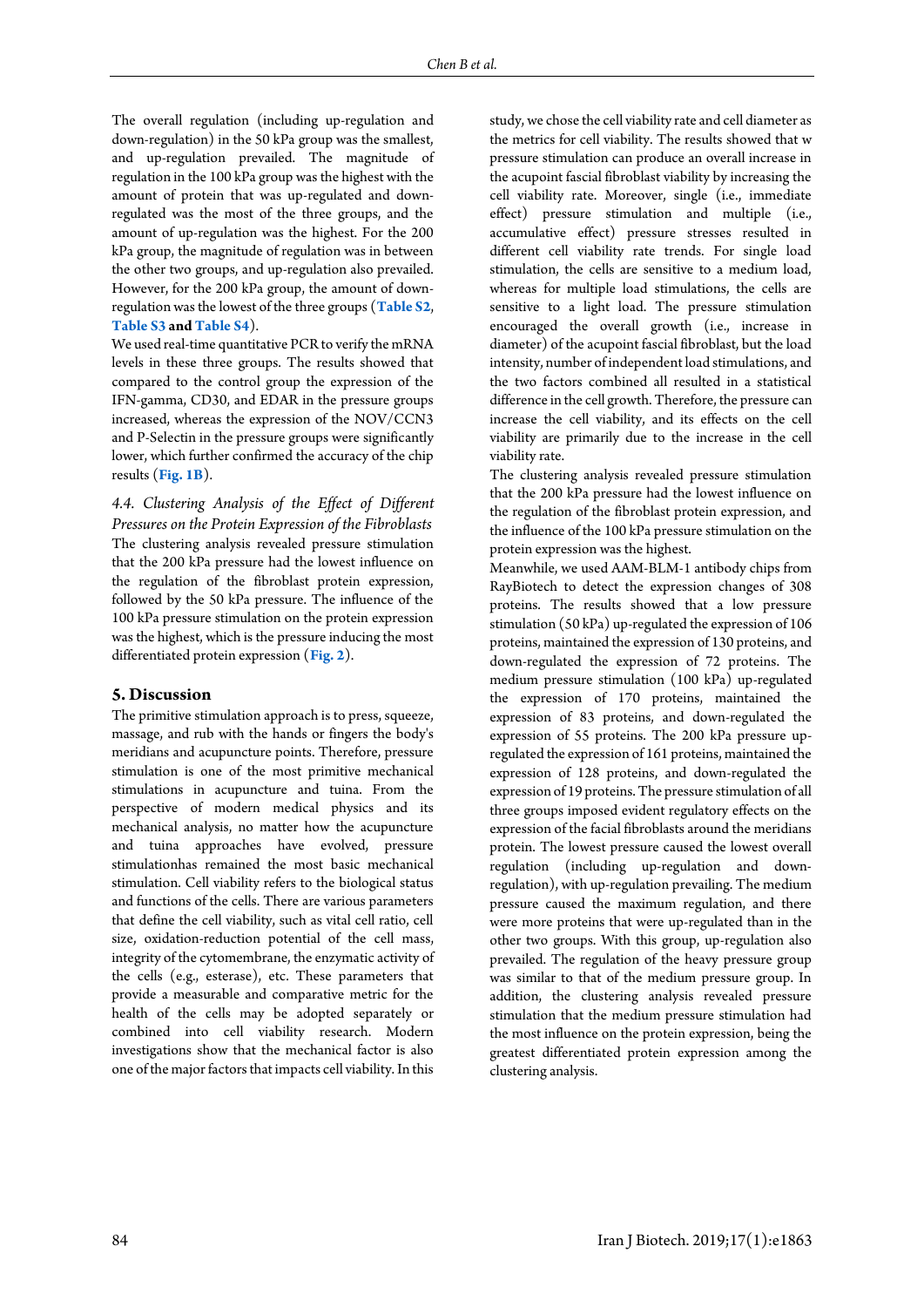The overall regulation (including up-regulation and down-regulation) in the 50 kPa group was the smallest, and up-regulation prevailed. The magnitude of regulation in the 100 kPa group was the highest with the amount of protein that was up-regulated and down-regulated was the most of the three groups, and the amount of up-regulation was the highest. For the 200 kPa group, the magnitude of regulation was in between the other two groups, and up-regulation also prevailed. However, for the 200 kPa group, the amount of down-regulation was the lowest of the three groups (**Table S2**, **Table S3 and Table S4**).

We used real-time quantitative PCR to verify the mRNA levels in these three groups. The results showed that compared to the control group the expression of the IFN-gamma, CD30, and EDAR in the pressure groups increased, whereas the expression of the NOV/CCN3 and P-Selectin in the pressure groups were significantly lower, which further confirmed the accuracy of the chip results (**Fig. 1B**).

### *4.4. Clustering Analysis of the Effect of Different Pressures on the Protein Expression of the Fibroblasts*

The clustering analysis revealed pressure stimulation that the 200 kPa pressure had the lowest influence on the regulation of the fibroblast protein expression, followed by the 50 kPa pressure. The influence of the 100 kPa pressure stimulation on the protein expression was the highest, which is the pressure inducing the most differentiated protein expression (**Fig. 2**).

## 5. Discussion

The primitive stimulation approach is to press, squeeze, massage, and rub with the hands or fingers the body's meridians and acupuncture points. Therefore, pressure stimulation is one of the most primitive mechanical stimulations in acupuncture and tuina. From the perspective of modern medical physics and its mechanical analysis, no matter how the acupuncture and tuina approaches have evolved, pressure stimulationhas remained the most basic mechanical stimulation. Cell viability refers to the biological status and functions of the cells. There are various parameters that define the cell viability, such as vital cell ratio, cell size, oxidation-reduction potential of the cell mass, integrity of the cytomembrane, the enzymatic activity of the cells (e.g., esterase), etc. These parameters that provide a measurable and comparative metric for the health of the cells may be adopted separately or combined into cell viability research. Modern investigations show that the mechanical factor is also one of the major factors that impacts cell viability. In this study, we chose the cell viability rate and cell diameter as the metrics for cell viability. The results showed that w pressure stimulation can produce an overall increase in the acupoint fascial fibroblast viability by increasing the cell viability rate. Moreover, single (i.e., immediate effect) pressure stimulation and multiple (i.e., accumulative effect) pressure stresses resulted in different cell viability rate trends. For single load stimulation, the cells are sensitive to a medium load, whereas for multiple load stimulations, the cells are sensitive to a light load. The pressure stimulation encouraged the overall growth (i.e., increase in diameter) of the acupoint fascial fibroblast, but the load intensity, number of independent load stimulations, and the two factors combined all resulted in a statistical difference in the cell growth. Therefore, the pressure can increase the cell viability, and its effects on the cell viability are primarily due to the increase in the cell viability rate.

The clustering analysis revealed pressure stimulation that the 200 kPa pressure had the lowest influence on the regulation of the fibroblast protein expression, and the influence of the 100 kPa pressure stimulation on the protein expression was the highest.

Meanwhile, we used AAM-BLM-1 antibody chips from RayBiotech to detect the expression changes of 308 proteins. The results showed that a low pressure stimulation (50 kPa) up-regulated the expression of 106 proteins, maintained the expression of 130 proteins, and down-regulated the expression of 72 proteins. The medium pressure stimulation (100 kPa) up-regulated the expression of 170 proteins, maintained the expression of 83 proteins, and down-regulated the expression of 55 proteins. The 200 kPa pressure up-regulated the expression of 161 proteins, maintained the expression of 128 proteins, and down-regulated the expression of 19 proteins. The pressure stimulation of all three groups imposed evident regulatory effects on the expression of the facial fibroblasts around the meridians protein. The lowest pressure caused the lowest overall regulation (including up-regulation and down-regulation), with up-regulation prevailing. The medium pressure caused the maximum regulation, and there were more proteins that were up-regulated than in the other two groups. With this group, up-regulation also prevailed. The regulation of the heavy pressure group was similar to that of the medium pressure group. In addition, the clustering analysis revealed pressure stimulation that the medium pressure stimulation had the most influence on the protein expression, being the greatest differentiated protein expression among the clustering analysis.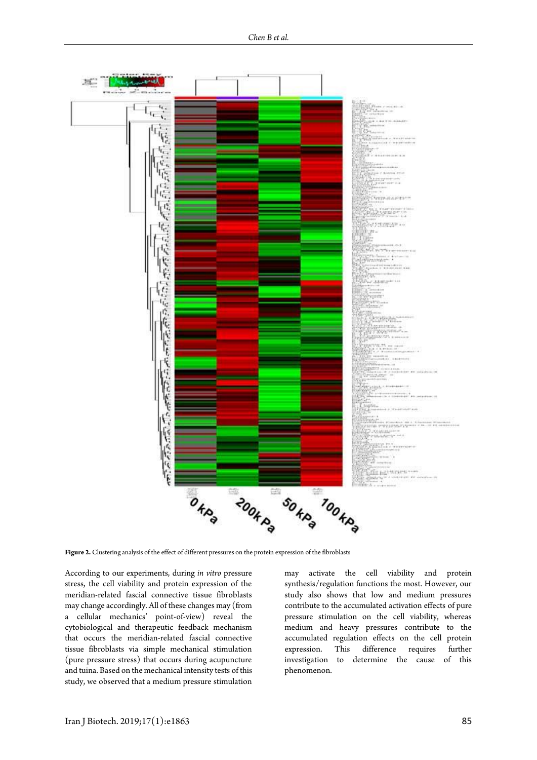**Figure 2.** Clustering analysis of the effect of different pressures on the protein expression of the fibroblasts

According to our experiments, during *in vitro* pressure stress, the cell viability and protein expression of the meridian-related fascial connective tissue fibroblasts may change accordingly. All of these changes may (from a cellular mechanics' point-of-view) reveal the cytobiological and therapeutic feedback mechanism that occurs the meridian-related fascial connective tissue fibroblasts via simple mechanical stimulation (pure pressure stress) that occurs during acupuncture and tuina. Based on the mechanical intensity tests of this study, we observed that a medium pressure stimulation may activate the cell viability and protein synthesis/regulation functions the most. However, our study also shows that low and medium pressures contribute to the accumulated activation effects of pure pressure stimulation on the cell viability, whereas medium and heavy pressures contribute to the accumulated regulation effects on the cell protein expression. This difference requires further investigation to determine the cause of this phenomenon.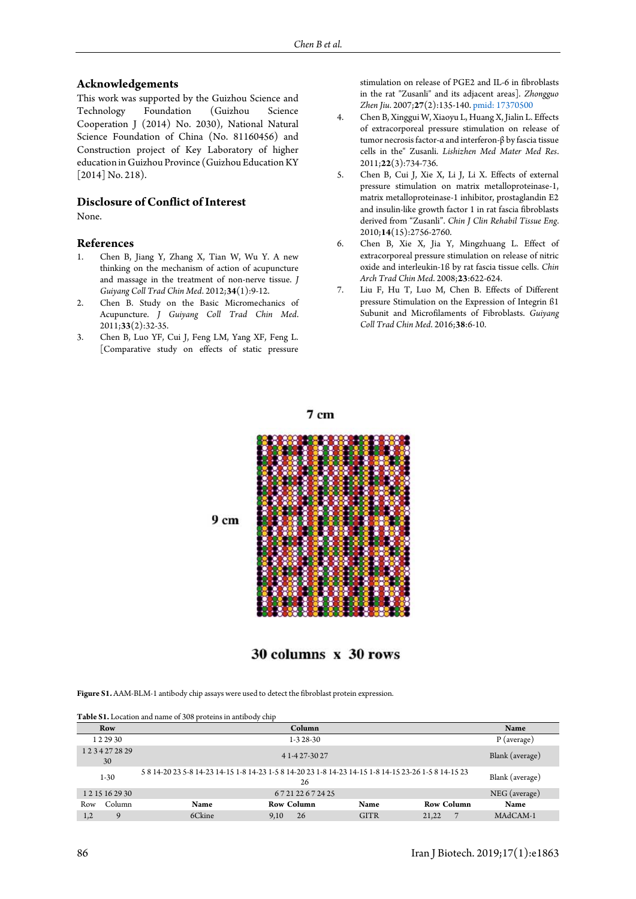## Acknowledgements

This work was supported by the Guizhou Science and Technology Foundation (Guizhou Science Cooperation J (2014) No. 2030), National Natural Science Foundation of China (No. 81160456) and Construction project of Key Laboratory of higher education in Guizhou Province (Guizhou Education KY [2014] No. 218).

## Disclosure of Conflict of Interest

None.

## References

1. Chen B, Jiang Y, Zhang X, Tian W, Wu Y. A new thinking on the mechanism of action of acupuncture and massage in the treatment of non-nerve tissue. *J Guiyang Coll Trad Chin Med*. 2012;**34**(1):9-12.
2. Chen B. Study on the Basic Micromechanics of Acupuncture. *J Guiyang Coll Trad Chin Med*. 2011;**33**(2):32-35.
3. Chen B, Luo YF, Cui J, Feng LM, Yang XF, Feng L. [Comparative study on effects of static pressure stimulation on release of PGE2 and IL-6 in fibroblasts in the rat "Zusanli" and its adjacent areas]. *Zhongguo Zhen Jiu*. 2007;**27**(2):135-140. pmid: 17370500
4. Chen B, Xinggui W, Xiaoyu L, Huang X, Jialin L. Effects of extracorporeal pressure stimulation on release of tumor necrosis factor-α and interferon-β by fascia tissue cells in the" Zusanli. *Lishizhen Med Mater Med Res*. 2011;**22**(3):734-736.
5. Chen B, Cui J, Xie X, Li J, Li X. Effects of external pressure stimulation on matrix metalloproteinase-1, matrix metalloproteinase-1 inhibitor, prostaglandin E2 and insulin-like growth factor 1 in rat fascia fibroblasts derived from "Zusanli". *Chin J Clin Rehabil Tissue Eng*. 2010;**14**(15):2756-2760.
6. Chen B, Xie X, Jia Y, Mingzhuang L. Effect of extracorporeal pressure stimulation on release of nitric oxide and interleukin-1ß by rat fascia tissue cells. *Chin Arch Trad Chin Med*. 2008;**23**:622-624.
7. Liu F, Hu T, Luo M, Chen B. Effects of Different pressure Stimulation on the Expression of Integrin ß1 Subunit and Microfilaments of Fibroblasts. *Guiyang Coll Trad Chin Med*. 2016;**38**:6-10.

7 cm

9 cm

30 columns x 30 rows

**Figure S1.** AAM-BLM-1 antibody chip assays were used to detect the fibroblast protein expression.

**Table S1.** Location and name of 308 proteins in antibody chip

| Row | | Column | | | | | Name |
|---|---|---|---|---|---|---|---|
| 1 2 29 30 | | 1-3 28-30 | | | | | P (average) |
| 1 2 3 4 27 28 29 30 | | 4 1-4 27-30 27 | | | | | Blank (average) |
| 1-30 | | 5 8 14-20 23 5-8 14-23 14-15 1-8 14-23 1-5 8 14-20 23 1-8 14-23 14-15 1-8 14-15 23-26 1-5 8 14-15 23 26 | | | | | Blank (average) |
| 1 2 15 16 29 30 | | 6 7 21 22 6 7 24 25 | | | | | NEG (average) |
| Row | Column | Name | Row | Column | Name | Row Column | Name |
| 1,2 | 9 | 6Ckine | 9,10 | 26 | GITR | 21,22 7 | MAdCAM-1 |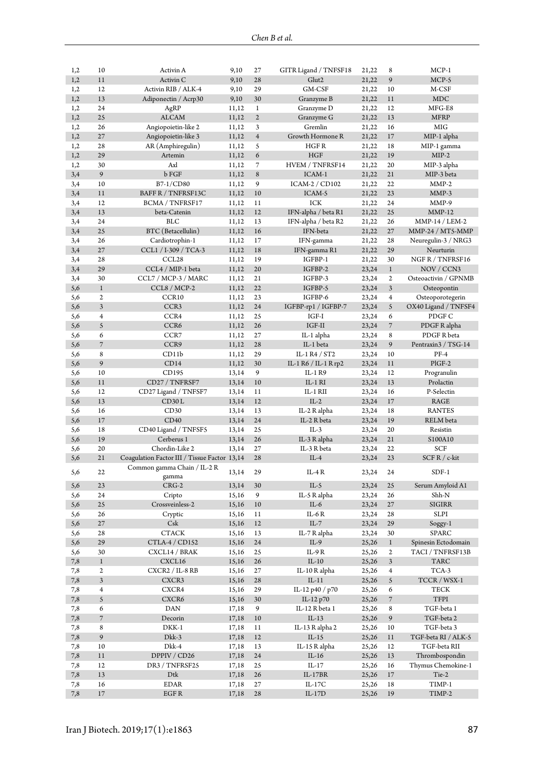| | | | | | | | | |
|---|---|---|---|---|---|---|---|---|
| 1,2 | 10 | Activin A | 9,10 | 27 | GITR Ligand / TNFSF18 | 21,22 | 8 | MCP-1 |
| 1,2 | 11 | Activin C | 9,10 | 28 | Glut2 | 21,22 | 9 | MCP-5 |
| 1,2 | 12 | Activin RIB / ALK-4 | 9,10 | 29 | GM-CSF | 21,22 | 10 | M-CSF |
| 1,2 | 13 | Adiponectin / Acrp30 | 9,10 | 30 | Granzyme B | 21,22 | 11 | MDC |
| 1,2 | 24 | AgRP | 11,12 | 1 | Granzyme D | 21,22 | 12 | MFG-E8 |
| 1,2 | 25 | ALCAM | 11,12 | 2 | Granzyme G | 21,22 | 13 | MFRP |
| 1,2 | 26 | Angiopoietin-like 2 | 11,12 | 3 | Gremlin | 21,22 | 16 | MIG |
| 1,2 | 27 | Angiopoietin-like 3 | 11,12 | 4 | Growth Hormone R | 21,22 | 17 | MIP-1 alpha |
| 1,2 | 28 | AR (Amphiregulin) | 11,12 | 5 | HGF R | 21,22 | 18 | MIP-1 gamma |
| 1,2 | 29 | Artemin | 11,12 | 6 | HGF | 21,22 | 19 | MIP-2 |
| 1,2 | 30 | Axl | 11,12 | 7 | HVEM / TNFRSF14 | 21,22 | 20 | MIP-3 alpha |
| 3,4 | 9 | b FGF | 11,12 | 8 | ICAM-1 | 21,22 | 21 | MIP-3 beta |
| 3,4 | 10 | B7-1/CD80 | 11,12 | 9 | ICAM-2 / CD102 | 21,22 | 22 | MMP-2 |
| 3,4 | 11 | BAFF R / TNFRSF13C | 11,12 | 10 | ICAM-5 | 21,22 | 23 | MMP-3 |
| 3,4 | 12 | BCMA / TNFRSF17 | 11,12 | 11 | ICK | 21,22 | 24 | MMP-9 |
| 3,4 | 13 | beta-Catenin | 11,12 | 12 | IFN-alpha / beta R1 | 21,22 | 25 | MMP-12 |
| 3,4 | 24 | BLC | 11,12 | 13 | IFN-alpha / beta R2 | 21,22 | 26 | MMP-14 / LEM-2 |
| 3,4 | 25 | BTC (Betacellulin) | 11,12 | 16 | IFN-beta | 21,22 | 27 | MMP-24 / MT5-MMP |
| 3,4 | 26 | Cardiotrophin-1 | 11,12 | 17 | IFN-gamma | 21,22 | 28 | Neuregulin-3 / NRG3 |
| 3,4 | 27 | CCL1 / I-309 / TCA-3 | 11,12 | 18 | IFN-gamma R1 | 21,22 | 29 | Neurturin |
| 3,4 | 28 | CCL28 | 11,12 | 19 | IGFBP-1 | 21,22 | 30 | NGF R / TNFRSF16 |
| 3,4 | 29 | CCL4 / MIP-1 beta | 11,12 | 20 | IGFBP-2 | 23,24 | 1 | NOV / CCN3 |
| 3,4 | 30 | CCL7 / MCP-3 / MARC | 11,12 | 21 | IGFBP-3 | 23,24 | 2 | Osteoactivin / GPNMB |
| 5,6 | 1 | CCL8 / MCP-2 | 11,12 | 22 | IGFBP-5 | 23,24 | 3 | Osteopontin |
| 5,6 | 2 | CCR10 | 11,12 | 23 | IGFBP-6 | 23,24 | 4 | Osteoporotegerin |
| 5,6 | 3 | CCR3 | 11,12 | 24 | IGFBP-rp1 / IGFBP-7 | 23,24 | 5 | OX40 Ligand / TNFSF4 |
| 5,6 | 4 | CCR4 | 11,12 | 25 | IGF-I | 23,24 | 6 | PDGF C |
| 5,6 | 5 | CCR6 | 11,12 | 26 | IGF-II | 23,24 | 7 | PDGF R alpha |
| 5,6 | 6 | CCR7 | 11,12 | 27 | IL-1 alpha | 23,24 | 8 | PDGF R beta |
| 5,6 | 7 | CCR9 | 11,12 | 28 | IL-1 beta | 23,24 | 9 | Pentraxin3 / TSG-14 |
| 5,6 | 8 | CD11b | 11,12 | 29 | IL-1 R4 / ST2 | 23,24 | 10 | PF-4 |
| 5,6 | 9 | CD14 | 11,12 | 30 | IL-1 R6 / IL-1 R rp2 | 23,24 | 11 | PlGF-2 |
| 5,6 | 10 | CD195 | 13,14 | 9 | IL-1 R9 | 23,24 | 12 | Progranulin |
| 5,6 | 11 | CD27 / TNFRSF7 | 13,14 | 10 | IL-1 RI | 23,24 | 13 | Prolactin |
| 5,6 | 12 | CD27 Ligand / TNFSF7 | 13,14 | 11 | IL-1 RII | 23,24 | 16 | P-Selectin |
| 5,6 | 13 | CD30 L | 13,14 | 12 | IL-2 | 23,24 | 17 | RAGE |
| 5,6 | 16 | CD30 | 13,14 | 13 | IL-2 R alpha | 23,24 | 18 | RANTES |
| 5,6 | 17 | CD40 | 13,14 | 24 | IL-2 R beta | 23,24 | 19 | RELM beta |
| 5,6 | 18 | CD40 Ligand / TNFSF5 | 13,14 | 25 | IL-3 | 23,24 | 20 | Resistin |
| 5,6 | 19 | Cerberus 1 | 13,14 | 26 | IL-3 R alpha | 23,24 | 21 | S100A10 |
| 5,6 | 20 | Chordin-Like 2 | 13,14 | 27 | IL-3 R beta | 23,24 | 22 | SCF |
| 5,6 | 21 | Coagulation Factor III / Tissue Factor | 13,14 | 28 | IL-4 | 23,24 | 23 | SCF R / c-kit |
| 5,6 | 22 | Common gamma Chain / IL-2 R gamma | 13,14 | 29 | IL-4 R | 23,24 | 24 | SDF-1 |
| 5,6 | 23 | CRG-2 | 13,14 | 30 | IL-5 | 23,24 | 25 | Serum Amyloid A1 |
| 5,6 | 24 | Cripto | 15,16 | 9 | IL-5 R alpha | 23,24 | 26 | Shh-N |
| 5,6 | 25 | Crossveinless-2 | 15,16 | 10 | IL-6 | 23,24 | 27 | SIGIRR |
| 5,6 | 26 | Cryptic | 15,16 | 11 | IL-6 R | 23,24 | 28 | SLPI |
| 5,6 | 27 | Csk | 15,16 | 12 | IL-7 | 23,24 | 29 | Soggy-1 |
| 5,6 | 28 | CTACK | 15,16 | 13 | IL-7 R alpha | 23,24 | 30 | SPARC |
| 5,6 | 29 | CTLA-4 / CD152 | 15,16 | 24 | IL-9 | 25,26 | 1 | Spinesin Ectodomain |
| 5,6 | 30 | CXCL14 / BRAK | 15,16 | 25 | IL-9 R | 25,26 | 2 | TACI / TNFRSF13B |
| 7,8 | 1 | CXCL16 | 15,16 | 26 | IL-10 | 25,26 | 3 | TARC |
| 7,8 | 2 | CXCR2 / IL-8 RB | 15,16 | 27 | IL-10 R alpha | 25,26 | 4 | TCA-3 |
| 7,8 | 3 | CXCR3 | 15,16 | 28 | IL-11 | 25,26 | 5 | TCCR / WSX-1 |
| 7,8 | 4 | CXCR4 | 15,16 | 29 | IL-12 p40 / p70 | 25,26 | 6 | TECK |
| 7,8 | 5 | CXCR6 | 15,16 | 30 | IL-12 p70 | 25,26 | 7 | TFPI |
| 7,8 | 6 | DAN | 17,18 | 9 | IL-12 R beta 1 | 25,26 | 8 | TGF-beta 1 |
| 7,8 | 7 | Decorin | 17,18 | 10 | IL-13 | 25,26 | 9 | TGF-beta 2 |
| 7,8 | 8 | DKK-1 | 17,18 | 11 | IL-13 R alpha 2 | 25,26 | 10 | TGF-beta 3 |
| 7,8 | 9 | Dkk-3 | 17,18 | 12 | IL-15 | 25,26 | 11 | TGF-beta RI / ALK-5 |
| 7,8 | 10 | Dkk-4 | 17,18 | 13 | IL-15 R alpha | 25,26 | 12 | TGF-beta RII |
| 7,8 | 11 | DPPIV / CD26 | 17,18 | 24 | IL-16 | 25,26 | 13 | Thrombospondin |
| 7,8 | 12 | DR3 / TNFRSF25 | 17,18 | 25 | IL-17 | 25,26 | 16 | Thymus Chemokine-1 |
| 7,8 | 13 | Dtk | 17,18 | 26 | IL-17BR | 25,26 | 17 | Tie-2 |
| 7,8 | 16 | EDAR | 17,18 | 27 | IL-17C | 25,26 | 18 | TIMP-1 |
| 7,8 | 17 | EGF R | 17,18 | 28 | IL-17D | 25,26 | 19 | TIMP-2 |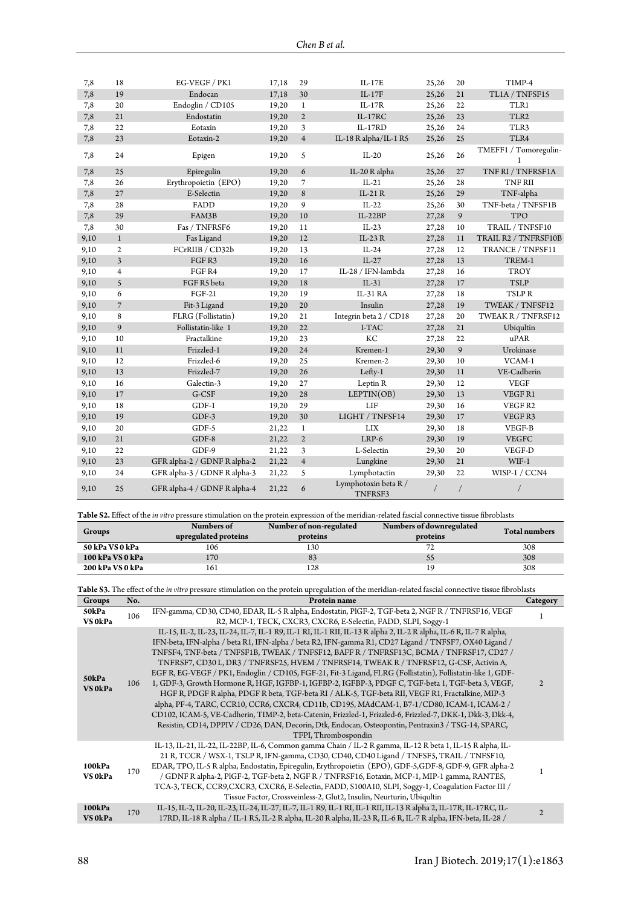| | | | | | | | | |
|---|---|---|---|---|---|---|---|---|
| 7,8 | 18 | EG-VEGF / PK1 | 17,18 | 29 | IL-17E | 25,26 | 20 | TIMP-4 |
| 7,8 | 19 | Endocan | 17,18 | 30 | IL-17F | 25,26 | 21 | TL1A / TNFSF15 |
| 7,8 | 20 | Endoglin / CD105 | 19,20 | 1 | IL-17R | 25,26 | 22 | TLR1 |
| 7,8 | 21 | Endostatin | 19,20 | 2 | IL-17RC | 25,26 | 23 | TLR2 |
| 7,8 | 22 | Eotaxin | 19,20 | 3 | IL-17RD | 25,26 | 24 | TLR3 |
| 7,8 | 23 | Eotaxin-2 | 19,20 | 4 | IL-18 R alpha/IL-1 R5 | 25,26 | 25 | TLR4 |
| 7,8 | 24 | Epigen | 19,20 | 5 | IL-20 | 25,26 | 26 | TMEFF1 / Tomoregulin-1 |
| 7,8 | 25 | Epiregulin | 19,20 | 6 | IL-20 R alpha | 25,26 | 27 | TNF RI / TNFRSF1A |
| 7,8 | 26 | Erythropoietin (EPO) | 19,20 | 7 | IL-21 | 25,26 | 28 | TNF RII |
| 7,8 | 27 | E-Selectin | 19,20 | 8 | IL-21 R | 25,26 | 29 | TNF-alpha |
| 7,8 | 28 | FADD | 19,20 | 9 | IL-22 | 25,26 | 30 | TNF-beta / TNFSF1B |
| 7,8 | 29 | FAM3B | 19,20 | 10 | IL-22BP | 27,28 | 9 | TPO |
| 7,8 | 30 | Fas / TNFRSF6 | 19,20 | 11 | IL-23 | 27,28 | 10 | TRAIL / TNFSF10 |
| 9,10 | 1 | Fas Ligand | 19,20 | 12 | IL-23 R | 27,28 | 11 | TRAIL R2 / TNFRSF10B |
| 9,10 | 2 | FCrRIIB / CD32b | 19,20 | 13 | IL-24 | 27,28 | 12 | TRANCE / TNFSF11 |
| 9,10 | 3 | FGF R3 | 19,20 | 16 | IL-27 | 27,28 | 13 | TREM-1 |
| 9,10 | 4 | FGF R4 | 19,20 | 17 | IL-28 / IFN-lambda | 27,28 | 16 | TROY |
| 9,10 | 5 | FGF R5 beta | 19,20 | 18 | IL-31 | 27,28 | 17 | TSLP |
| 9,10 | 6 | FGF-21 | 19,20 | 19 | IL-31 RA | 27,28 | 18 | TSLP R |
| 9,10 | 7 | Fit-3 Ligand | 19,20 | 20 | Insulin | 27,28 | 19 | TWEAK / TNFSF12 |
| 9,10 | 8 | FLRG (Follistatin) | 19,20 | 21 | Integrin beta 2 / CD18 | 27,28 | 20 | TWEAK R / TNFRSF12 |
| 9,10 | 9 | Follistatin-like 1 | 19,20 | 22 | I-TAC | 27,28 | 21 | Ubiqultin |
| 9,10 | 10 | Fractalkine | 19,20 | 23 | KC | 27,28 | 22 | uPAR |
| 9,10 | 11 | Frizzled-1 | 19,20 | 24 | Kremen-1 | 29,30 | 9 | Urokinase |
| 9,10 | 12 | Frizzled-6 | 19,20 | 25 | Kremen-2 | 29,30 | 10 | VCAM-1 |
| 9,10 | 13 | Frizzled-7 | 19,20 | 26 | Lefty-1 | 29,30 | 11 | VE-Cadherin |
| 9,10 | 16 | Galectin-3 | 19,20 | 27 | Leptin R | 29,30 | 12 | VEGF |
| 9,10 | 17 | G-CSF | 19,20 | 28 | LEPTIN(OB) | 29,30 | 13 | VEGF R1 |
| 9,10 | 18 | GDF-1 | 19,20 | 29 | LIF | 29,30 | 16 | VEGF R2 |
| 9,10 | 19 | GDF-3 | 19,20 | 30 | LIGHT / TNFSF14 | 29,30 | 17 | VEGF R3 |
| 9,10 | 20 | GDF-5 | 21,22 | 1 | LIX | 29,30 | 18 | VEGF-B |
| 9,10 | 21 | GDF-8 | 21,22 | 2 | LRP-6 | 29,30 | 19 | VEGFC |
| 9,10 | 22 | GDF-9 | 21,22 | 3 | L-Selectin | 29,30 | 20 | VEGF-D |
| 9,10 | 23 | GFR alpha-2 / GDNF R alpha-2 | 21,22 | 4 | Lungkine | 29,30 | 21 | WIF-1 |
| 9,10 | 24 | GFR alpha-3 / GDNF R alpha-3 | 21,22 | 5 | Lymphotactin | 29,30 | 22 | WISP-1 / CCN4 |
| 9,10 | 25 | GFR alpha-4 / GDNF R alpha-4 | 21,22 | 6 | Lymphotoxin beta R / TNFRSF3 | / | / | / |

**Table S2.** Effect of the *in vitro* pressure stimulation on the protein expression of the meridian-related fascial connective tissue fibroblasts

| Groups | Numbers of upregulated proteins | Number of non-regulated proteins | Numbers of downregulated proteins | Total numbers |
|---|---|---|---|---|
| **50 kPa VS 0 kPa** | 106 | 130 | 72 | 308 |
| **100 kPa VS 0 kPa** | 170 | 83 | 55 | 308 |
| **200 kPa VS 0 kPa** | 161 | 128 | 19 | 308 |

**Table S3.** The effect of the *in vitro* pressure stimulation on the protein upregulation of the meridian-related fascial connective tissue fibroblasts

| Groups | No. | Protein name | Category |
|---|---|---|---|
| **50kPa VS 0kPa** | 106 | IFN-gamma, CD30, CD40, EDAR, IL-5 R alpha, Endostatin, PlGF-2, TGF-beta 2, NGF R / TNFRSF16, VEGF R2, MCP-1, TECK, CXCR3, CXCR6, E-Selectin, FADD, SLPI, Soggy-1 | 1 |
| **50kPa VS 0kPa** | 106 | IL-15, IL-2, IL-23, IL-24, IL-7, IL-1 R9, IL-1 RI, IL-1 RII, IL-13 R alpha 2, IL-2 R alpha, IL-6 R, IL-7 R alpha, IFN-beta, IFN-alpha / beta R1, IFN-alpha / beta R2, IFN-gamma R1, CD27 Ligand / TNFSF7, OX40 Ligand / TNFSF4, TNF-beta / TNFSF1B, TWEAK / TNFSF12, BAFF R / TNFRSF13C, BCMA / TNFRSF17, CD27 / TNFRSF7, CD30 L, DR3 / TNFRSF25, HVEM / TNFRSF14, TWEAK R / TNFRSF12, G-CSF, Activin A, EGF R, EG-VEGF / PK1, Endoglin / CD105, FGF-21, Fit-3 Ligand, FLRG (Follistatin), Follistatin-like 1, GDF-1, GDF-3, Growth Hormone R, HGF, IGFBP-1, IGFBP-2, IGFBP-3, PDGF C, TGF-beta 1, TGF-beta 3, VEGF, HGF R, PDGF R alpha, PDGF R beta, TGF-beta RI / ALK-5, TGF-beta RII, VEGF R1, Fractalkine, MIP-3 alpha, PF-4, TARC, CCR10, CCR6, CXCR4, CD11b, CD195, MAdCAM-1, B7-1/CD80, ICAM-1, ICAM-2 / CD102, ICAM-5, VE-Cadherin, TIMP-2, beta-Catenin, Frizzled-1, Frizzled-6, Frizzled-7, DKK-1, Dkk-3, Dkk-4, Resistin, CD14, DPPIV / CD26, DAN, Decorin, Dtk, Endocan, Osteopontin, Pentraxin3 / TSG-14, SPARC, TFPI, Thrombospondin | 2 |
| **100kPa VS 0kPa** | 170 | IL-13, IL-21, IL-22, IL-22BP, IL-6, Common gamma Chain / IL-2 R gamma, IL-12 R beta 1, IL-15 R alpha, IL-21 R, TCCR / WSX-1, TSLP R, IFN-gamma, CD30, CD40, CD40 Ligand / TNFSF5, TRAIL / TNFSF10, EDAR, TPO, IL-5 R alpha, Endostatin, Epiregulin, Erythropoietin (EPO), GDF-5,GDF-8, GDF-9, GFR alpha-2 / GDNF R alpha-2, PlGF-2, TGF-beta 2, NGF R / TNFRSF16, Eotaxin, MCP-1, MIP-1 gamma, RANTES, TCA-3, TECK, CCR9,CXCR3, CXCR6, E-Selectin, FADD, S100A10, SLPI, Soggy-1, Coagulation Factor III / Tissue Factor, Crossveinless-2, Glut2, Insulin, Neurturin, Ubiqultin | 1 |
| **100kPa VS 0kPa** | 170 | IL-15, IL-2, IL-20, IL-23, IL-24, IL-27, IL-7, IL-1 R9, IL-1 RI, IL-1 RII, IL-13 R alpha 2, IL-17R, IL-17RC, IL-17RD, IL-18 R alpha / IL-1 R5, IL-2 R alpha, IL-20 R alpha, IL-23 R, IL-6 R, IL-7 R alpha, IFN-beta, IL-28 / | 2 |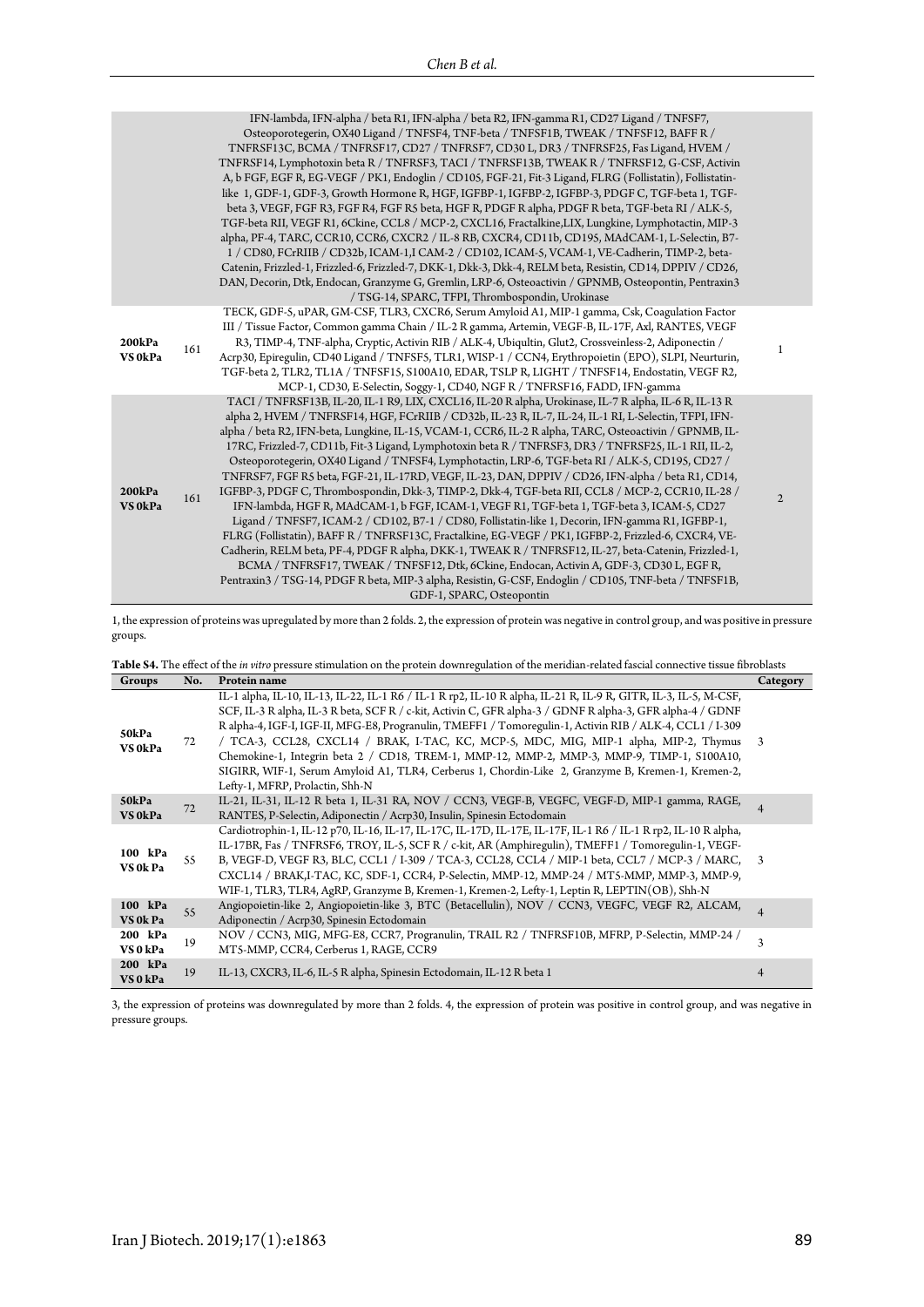| Groups | No. | Protein name | Category |
|---|---|---|---|
| | | IFN-lambda, IFN-alpha / beta R1, IFN-alpha / beta R2, IFN-gamma R1, CD27 Ligand / TNFSF7, Osteoporotegerin, OX40 Ligand / TNFSF4, TNF-beta / TNFSF1B, TWEAK / TNFSF12, BAFF R / TNFRSF13C, BCMA / TNFRSF17, CD27 / TNFRSF7, CD30 L, DR3 / TNFRSF25, Fas Ligand, HVEM / TNFRSF14, Lymphotoxin beta R / TNFRSF3, TACI / TNFRSF13B, TWEAK R / TNFRSF12, G-CSF, Activin A, b FGF, EGF R, EG-VEGF / PK1, Endoglin / CD105, FGF-21, Fit-3 Ligand, FLRG (Follistatin), Follistatin-like 1, GDF-1, GDF-3, Growth Hormone R, HGF, IGFBP-1, IGFBP-2, IGFBP-3, PDGF C, TGF-beta 1, TGF-beta 3, VEGF, FGF R3, FGF R4, FGF R5 beta, HGF R, PDGF R alpha, PDGF R beta, TGF-beta RI / ALK-5, TGF-beta RII, VEGF R1, 6Ckine, CCL8 / MCP-2, CXCL16, Fractalkine,LIX, Lungkine, Lymphotactin, MIP-3 alpha, PF-4, TARC, CCR10, CCR6, CXCR2 / IL-8 RB, CXCR4, CD11b, CD195, MAdCAM-1, L-Selectin, B7-1 / CD80, FCrRIIB / CD32b, ICAM-1,I CAM-2 / CD102, ICAM-5, VCAM-1, VE-Cadherin, TIMP-2, beta-Catenin, Frizzled-1, Frizzled-6, Frizzled-7, DKK-1, Dkk-3, Dkk-4, RELM beta, Resistin, CD14, DPPIV / CD26, DAN, Decorin, Dtk, Endocan, Granzyme G, Gremlin, LRP-6, Osteoactivin / GPNMB, Osteopontin, Pentraxin3 / TSG-14, SPARC, TFPI, Thrombospondin, Urokinase | |
| 200kPa VS 0kPa | 161 | TECK, GDF-5, uPAR, GM-CSF, TLR3, CXCR6, Serum Amyloid A1, MIP-1 gamma, Csk, Coagulation Factor III / Tissue Factor, Common gamma Chain / IL-2 R gamma, Artemin, VEGF-B, IL-17F, Axl, RANTES, VEGF R3, TIMP-4, TNF-alpha, Cryptic, Activin RIB / ALK-4, Ubiqultin, Glut2, Crossveinless-2, Adiponectin / Acrp30, Epiregulin, CD40 Ligand / TNFSF5, TLR1, WISP-1 / CCN4, Erythropoietin (EPO), SLPI, Neurturin, TGF-beta 2, TLR2, TL1A / TNFSF15, S100A10, EDAR, TSLP R, LIGHT / TNFSF14, Endostatin, VEGF R2, MCP-1, CD30, E-Selectin, Soggy-1, CD40, NGF R / TNFRSF16, FADD, IFN-gamma | 1 |
| 200kPa VS 0kPa | 161 | TACI / TNFRSF13B, IL-20, IL-1 R9, LIX, CXCL16, IL-20 R alpha, Urokinase, IL-7 R alpha, IL-6 R, IL-13 R alpha 2, HVEM / TNFRSF14, HGF, FCrRIIB / CD32b, IL-23 R, IL-7, IL-24, IL-1 RI, L-Selectin, TFPI, IFN-alpha / beta R2, IFN-beta, Lungkine, IL-15, VCAM-1, CCR6, IL-2 R alpha, TARC, Osteoactivin / GPNMB, IL-17RC, Frizzled-7, CD11b, Fit-3 Ligand, Lymphotoxin beta R / TNFRSF3, DR3 / TNFRSF25, IL-1 RII, IL-2, Osteoporotegerin, OX40 Ligand / TNFSF4, Lymphotactin, LRP-6, TGF-beta RI / ALK-5, CD195, CD27 / TNFRSF7, FGF R5 beta, FGF-21, IL-17RD, VEGF, IL-23, DAN, DPPIV / CD26, IFN-alpha / beta R1, CD14, IGFBP-3, PDGF C, Thrombospondin, Dkk-3, TIMP-2, Dkk-4, TGF-beta RII, CCL8 / MCP-2, CCR10, IL-28 / IFN-lambda, HGF R, MAdCAM-1, b FGF, ICAM-1, VEGF R1, TGF-beta 1, TGF-beta 3, ICAM-5, CD27 Ligand / TNFSF7, ICAM-2 / CD102, B7-1 / CD80, Follistatin-like 1, Decorin, IFN-gamma R1, IGFBP-1, FLRG (Follistatin), BAFF R / TNFRSF13C, Fractalkine, EG-VEGF / PK1, IGFBP-2, Frizzled-6, CXCR4, VE-Cadherin, RELM beta, PF-4, PDGF R alpha, DKK-1, TWEAK R / TNFRSF12, IL-27, beta-Catenin, Frizzled-1, BCMA / TNFRSF17, TWEAK / TNFSF12, Dtk, 6Ckine, Endocan, Activin A, GDF-3, CD30 L, EGF R, Pentraxin3 / TSG-14, PDGF R beta, MIP-3 alpha, Resistin, G-CSF, Endoglin / CD105, TNF-beta / TNFSF1B, GDF-1, SPARC, Osteopontin | 2 |

1, the expression of proteins was upregulated by more than 2 folds. 2, the expression of protein was negative in control group, and was positive in pressure groups.

**Table S4.** The effect of the *in vitro* pressure stimulation on the protein downregulation of the meridian-related fascial connective tissue fibroblasts

| Groups | No. | Protein name | Category |
|---|---|---|---|
| 50kPa VS 0kPa | 72 | IL-1 alpha, IL-10, IL-13, IL-22, IL-1 R6 / IL-1 R rp2, IL-10 R alpha, IL-21 R, IL-9 R, GITR, IL-3, IL-5, M-CSF, SCF, IL-3 R alpha, IL-3 R beta, SCF R / c-kit, Activin C, GFR alpha-3 / GDNF R alpha-3, GFR alpha-4 / GDNF R alpha-4, IGF-I, IGF-II, MFG-E8, Progranulin, TMEFF1 / Tomoregulin-1, Activin RIB / ALK-4, CCL1 / I-309 / TCA-3, CCL28, CXCL14 / BRAK, I-TAC, KC, MCP-5, MDC, MIG, MIP-1 alpha, MIP-2, Thymus Chemokine-1, Integrin beta 2 / CD18, TREM-1, MMP-12, MMP-2, MMP-3, MMP-9, TIMP-1, S100A10, SIGIRR, WIF-1, Serum Amyloid A1, TLR4, Cerberus 1, Chordin-Like 2, Granzyme B, Kremen-1, Kremen-2, Lefty-1, MFRP, Prolactin, Shh-N | 3 |
| 50kPa VS 0kPa | 72 | IL-21, IL-31, IL-12 R beta 1, IL-31 RA, NOV / CCN3, VEGF-B, VEGFC, VEGF-D, MIP-1 gamma, RAGE, RANTES, P-Selectin, Adiponectin / Acrp30, Insulin, Spinesin Ectodomain | 4 |
| 100 kPa VS 0k Pa | 55 | Cardiotrophin-1, IL-12 p70, IL-16, IL-17, IL-17C, IL-17D, IL-17E, IL-17F, IL-1 R6 / IL-1 R rp2, IL-10 R alpha, IL-17BR, Fas / TNFRSF6, TROY, IL-5, SCF R / c-kit, AR (Amphiregulin), TMEFF1 / Tomoregulin-1, VEGF-B, VEGF-D, VEGF R3, BLC, CCL1 / I-309 / TCA-3, CCL28, CCL4 / MIP-1 beta, CCL7 / MCP-3 / MARC, CXCL14 / BRAK,I-TAC, KC, SDF-1, CCR4, P-Selectin, MMP-12, MMP-24 / MT5-MMP, MMP-3, MMP-9, WIF-1, TLR3, TLR4, AgRP, Granzyme B, Kremen-1, Kremen-2, Lefty-1, Leptin R, LEPTIN(OB), Shh-N | 3 |
| 100 kPa VS 0k Pa | 55 | Angiopoietin-like 2, Angiopoietin-like 3, BTC (Betacellulin), NOV / CCN3, VEGFC, VEGF R2, ALCAM, Adiponectin / Acrp30, Spinesin Ectodomain | 4 |
| 200 kPa VS 0 kPa | 19 | NOV / CCN3, MIG, MFG-E8, CCR7, Progranulin, TRAIL R2 / TNFRSF10B, MFRP, P-Selectin, MMP-24 / MT5-MMP, CCR4, Cerberus 1, RAGE, CCR9 | 3 |
| 200 kPa VS 0 kPa | 19 | IL-13, CXCR3, IL-6, IL-5 R alpha, Spinesin Ectodomain, IL-12 R beta 1 | 4 |

3, the expression of proteins was downregulated by more than 2 folds. 4, the expression of protein was positive in control group, and was negative in pressure groups.